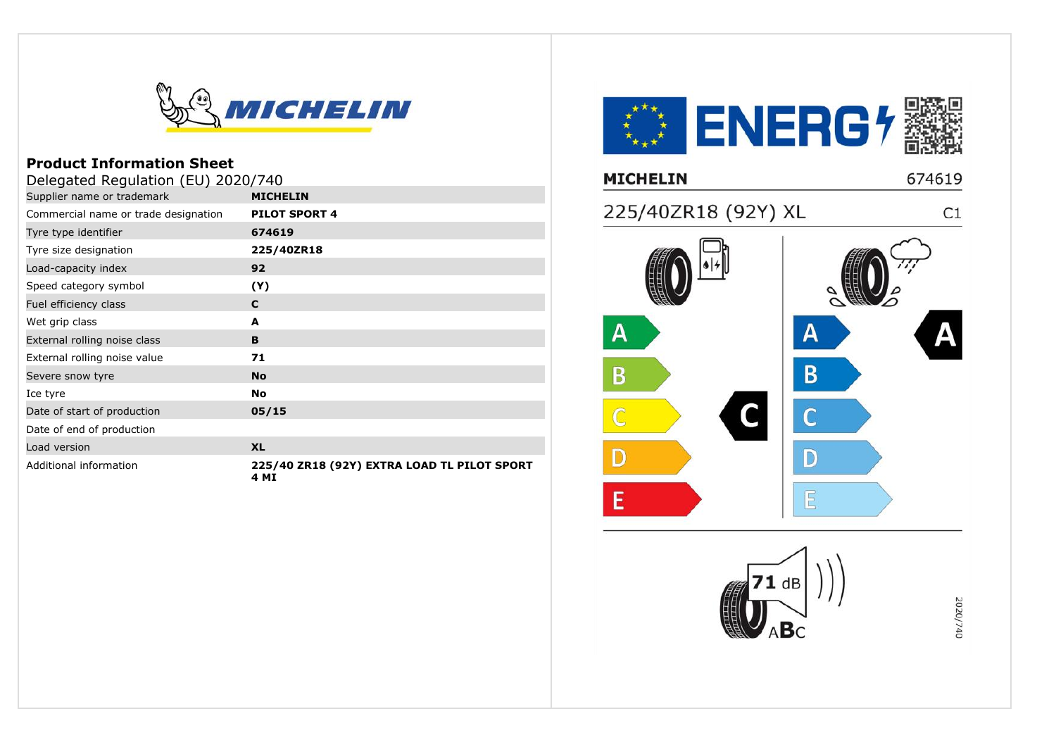MICHELIN

## Product Information Sheet

Delegated Regulation (EU) 2020/740

| | |
|---|---|
| Supplier name or trademark | **MICHELIN** |
| Commercial name or trade designation | **PILOT SPORT 4** |
| Tyre type identifier | **674619** |
| Tyre size designation | **225/40ZR18** |
| Load-capacity index | **92** |
| Speed category symbol | **(Y)** |
| Fuel efficiency class | **C** |
| Wet grip class | **A** |
| External rolling noise class | **B** |
| External rolling noise value | **71** |
| Severe snow tyre | **No** |
| Ice tyre | **No** |
| Date of start of production | **05/15** |
| Date of end of production | |
| Load version | **XL** |
| Additional information | **225/40 ZR18 (92Y) EXTRA LOAD TL PILOT SPORT 4 MI** |

ENERG

MICHELIN 674619

225/40ZR18 (92Y) XL C1

A
B
C
D
E

C

A
B
C
D
E

A

71 dB

ABC

2020/740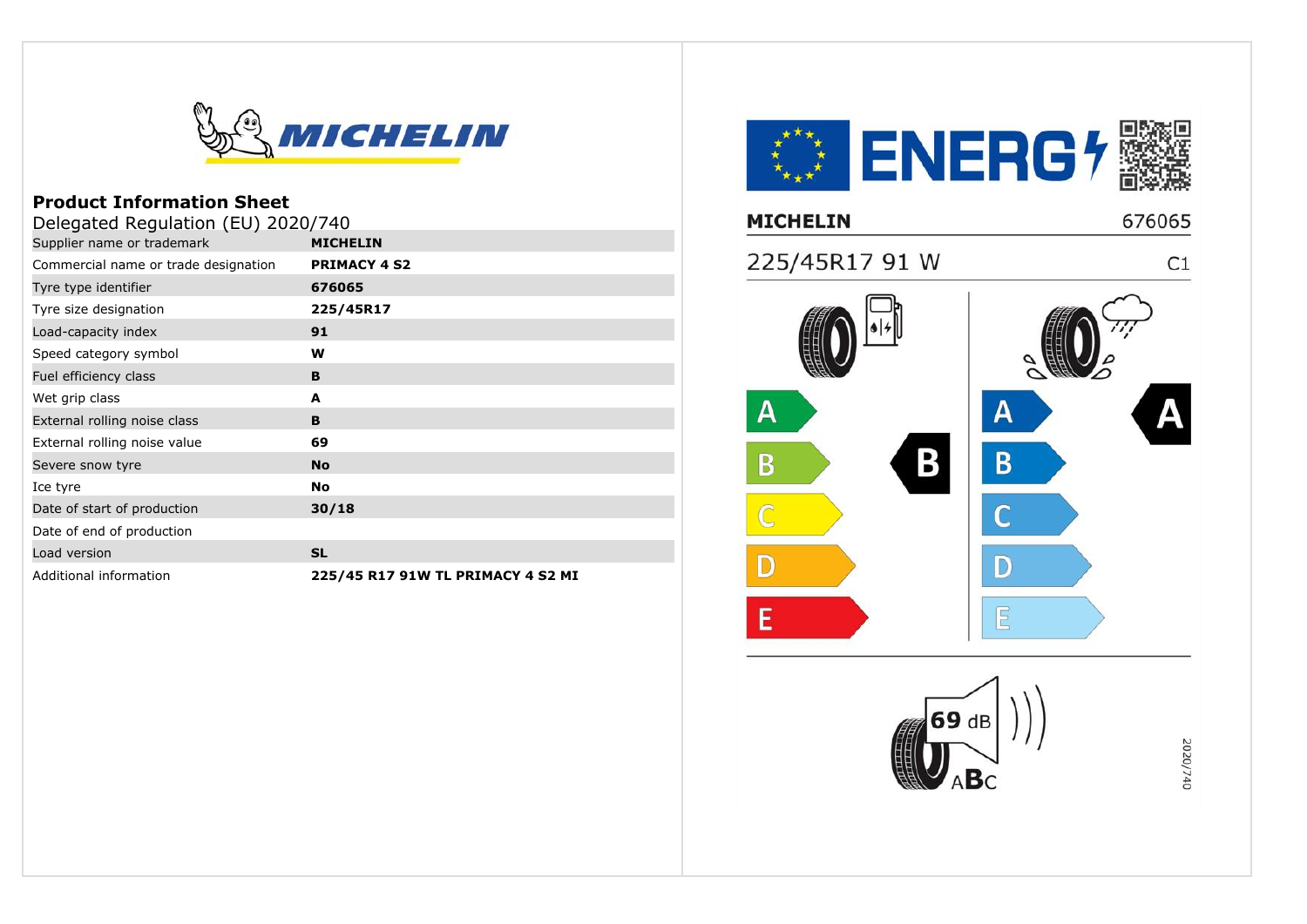MICHELIN

## Product Information Sheet

Delegated Regulation (EU) 2020/740

| | |
|---|---|
| Supplier name or trademark | **MICHELIN** |
| Commercial name or trade designation | **PRIMACY 4 S2** |
| Tyre type identifier | **676065** |
| Tyre size designation | **225/45R17** |
| Load-capacity index | **91** |
| Speed category symbol | **W** |
| Fuel efficiency class | **B** |
| Wet grip class | **A** |
| External rolling noise class | **B** |
| External rolling noise value | **69** |
| Severe snow tyre | **No** |
| Ice tyre | **No** |
| Date of start of production | **30/18** |
| Date of end of production | |
| Load version | **SL** |
| Additional information | **225/45 R17 91W TL PRIMACY 4 S2 MI** |

ENERG

MICHELIN 676065

225/45R17 91 W C1

A
B
C
D
E

B

A
B
C
D
E

A

69 dB

ABC

2020/740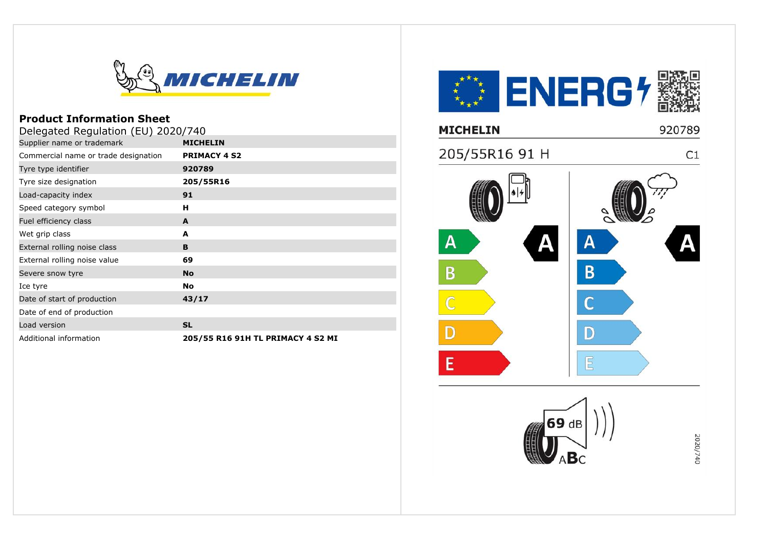MICHELIN

## Product Information Sheet

Delegated Regulation (EU) 2020/740

| | |
|---|---|
| Supplier name or trademark | **MICHELIN** |
| Commercial name or trade designation | **PRIMACY 4 S2** |
| Tyre type identifier | **920789** |
| Tyre size designation | **205/55R16** |
| Load-capacity index | **91** |
| Speed category symbol | **H** |
| Fuel efficiency class | **A** |
| Wet grip class | **A** |
| External rolling noise class | **B** |
| External rolling noise value | **69** |
| Severe snow tyre | **No** |
| Ice tyre | **No** |
| Date of start of production | **43/17** |
| Date of end of production | |
| Load version | **SL** |
| Additional information | **205/55 R16 91H TL PRIMACY 4 S2 MI** |

ENERG

MICHELIN 920789

205/55R16 91 H C1

A B C D E

A

A B C D E

A

69 dB

ABC

2020/740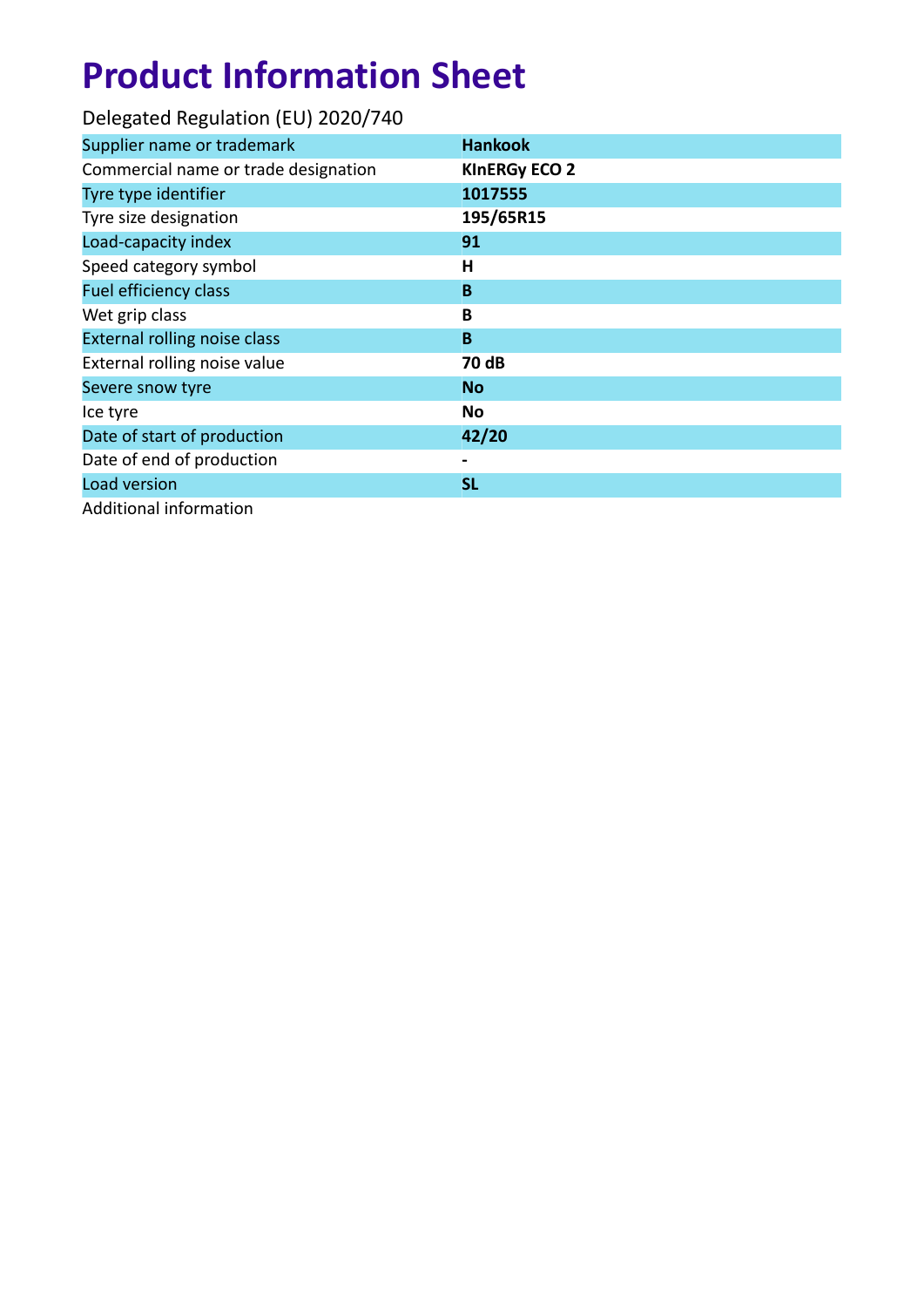# Product Information Sheet

Delegated Regulation (EU) 2020/740

| | |
|---|---|
| Supplier name or trademark | **Hankook** |
| Commercial name or trade designation | **KInERGy ECO 2** |
| Tyre type identifier | **1017555** |
| Tyre size designation | **195/65R15** |
| Load-capacity index | **91** |
| Speed category symbol | **H** |
| Fuel efficiency class | **B** |
| Wet grip class | **B** |
| External rolling noise class | **B** |
| External rolling noise value | **70 dB** |
| Severe snow tyre | **No** |
| Ice tyre | **No** |
| Date of start of production | **42/20** |
| Date of end of production | **-** |
| Load version | **SL** |
| Additional information | |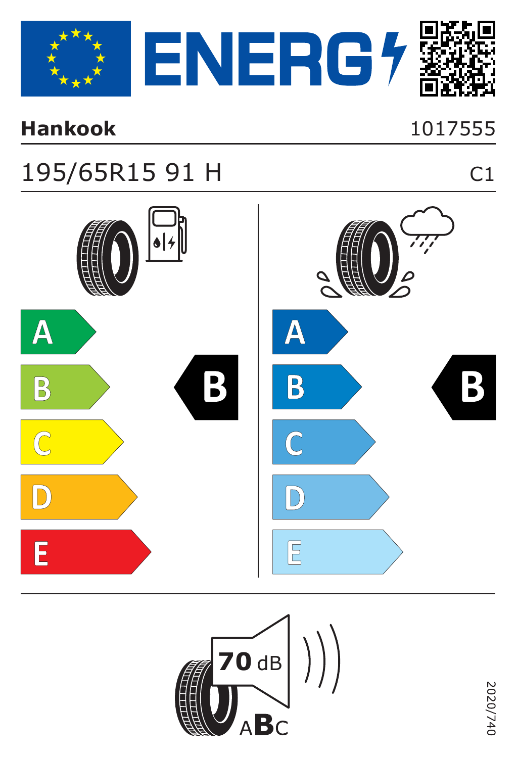ENERG

Hankook 1017555

195/65R15 91 H C1

A
B
C
D
E

B

A
B
C
D
E

B

70 dB

ABC

2020/740